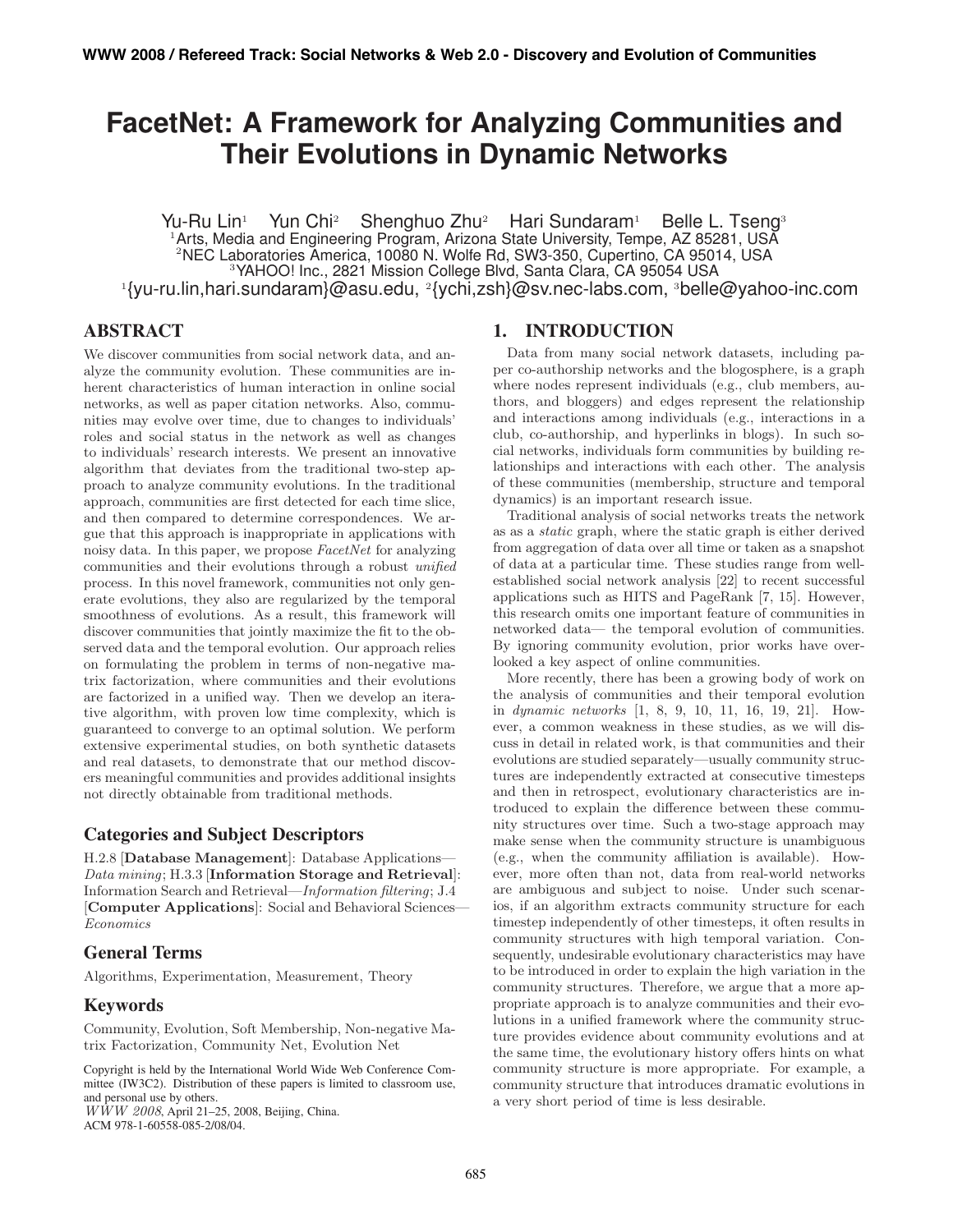# FacetNet: A Framework for Analyzing Communities and Their Evolutions in Dynamic Networks

Yu-Ru Lin[1] Yun Chi[2] Shenghuo Zhu[2] Hari Sundaram[1] Belle L. Tseng[3]

[1]Arts, Media and Engineering Program, Arizona State University, Tempe, AZ 85281, USA
[2]NEC Laboratories America, 10080 N. Wolfe Rd, SW3-350, Cupertino, CA 95014, USA
[3]YAHOO! Inc., 2821 Mission College Blvd, Santa Clara, CA 95054 USA
[1]{yu-ru.lin,hari.sundaram}@asu.edu, [2]{ychi,zsh}@sv.nec-labs.com, [3]belle@yahoo-inc.com

## ABSTRACT

We discover communities from social network data, and analyze the community evolution. These communities are inherent characteristics of human interaction in online social networks, as well as paper citation networks. Also, communities may evolve over time, due to changes to individuals' roles and social status in the network as well as changes to individuals' research interests. We present an innovative algorithm that deviates from the traditional two-step approach to analyze community evolutions. In the traditional approach, communities are first detected for each time slice, and then compared to determine correspondences. We argue that this approach is inappropriate in applications with noisy data. In this paper, we propose *FacetNet* for analyzing communities and their evolutions through a robust *unified* process. In this novel framework, communities not only generate evolutions, they also are regularized by the temporal smoothness of evolutions. As a result, this framework will discover communities that jointly maximize the fit to the observed data and the temporal evolution. Our approach relies on formulating the problem in terms of non-negative matrix factorization, where communities and their evolutions are factorized in a unified way. Then we develop an iterative algorithm, with proven low time complexity, which is guaranteed to converge to an optimal solution. We perform extensive experimental studies, on both synthetic datasets and real datasets, to demonstrate that our method discovers meaningful communities and provides additional insights not directly obtainable from traditional methods.

### Categories and Subject Descriptors

H.2.8 [**Database Management**]: Database Applications—*Data mining*; H.3.3 [**Information Storage and Retrieval**]: Information Search and Retrieval—*Information filtering*; J.4 [**Computer Applications**]: Social and Behavioral Sciences—*Economics*

### General Terms

Algorithms, Experimentation, Measurement, Theory

### Keywords

Community, Evolution, Soft Membership, Non-negative Matrix Factorization, Community Net, Evolution Net

Copyright is held by the International World Wide Web Conference Committee (IW3C2). Distribution of these papers is limited to classroom use, and personal use by others.
*WWW 2008*, April 21–25, 2008, Beijing, China.
ACM 978-1-60558-085-2/08/04.

## 1. INTRODUCTION

Data from many social network datasets, including paper co-authorship networks and the blogosphere, is a graph where nodes represent individuals (e.g., club members, authors, and bloggers) and edges represent the relationship and interactions among individuals (e.g., interactions in a club, co-authorship, and hyperlinks in blogs). In such social networks, individuals form communities by building relationships and interactions with each other. The analysis of these communities (membership, structure and temporal dynamics) is an important research issue.

Traditional analysis of social networks treats the network as as a *static* graph, where the static graph is either derived from aggregation of data over all time or taken as a snapshot of data at a particular time. These studies range from well-established social network analysis [22] to recent successful applications such as HITS and PageRank [7, 15]. However, this research omits one important feature of communities in networked data— the temporal evolution of communities. By ignoring community evolution, prior works have overlooked a key aspect of online communities.

More recently, there has been a growing body of work on the analysis of communities and their temporal evolution in *dynamic networks* [1, 8, 9, 10, 11, 16, 19, 21]. However, a common weakness in these studies, as we will discuss in detail in related work, is that communities and their evolutions are studied separately—usually community structures are independently extracted at consecutive timesteps and then in retrospect, evolutionary characteristics are introduced to explain the difference between these community structures over time. Such a two-stage approach may make sense when the community structure is unambiguous (e.g., when the community affiliation is available). However, more often than not, data from real-world networks are ambiguous and subject to noise. Under such scenarios, if an algorithm extracts community structure for each timestep independently of other timesteps, it often results in community structures with high temporal variation. Consequently, undesirable evolutionary characteristics may have to be introduced in order to explain the high variation in the community structures. Therefore, we argue that a more appropriate approach is to analyze communities and their evolutions in a unified framework where the community structure provides evidence about community evolutions and at the same time, the evolutionary history offers hints on what community structure is more appropriate. For example, a community structure that introduces dramatic evolutions in a very short period of time is less desirable.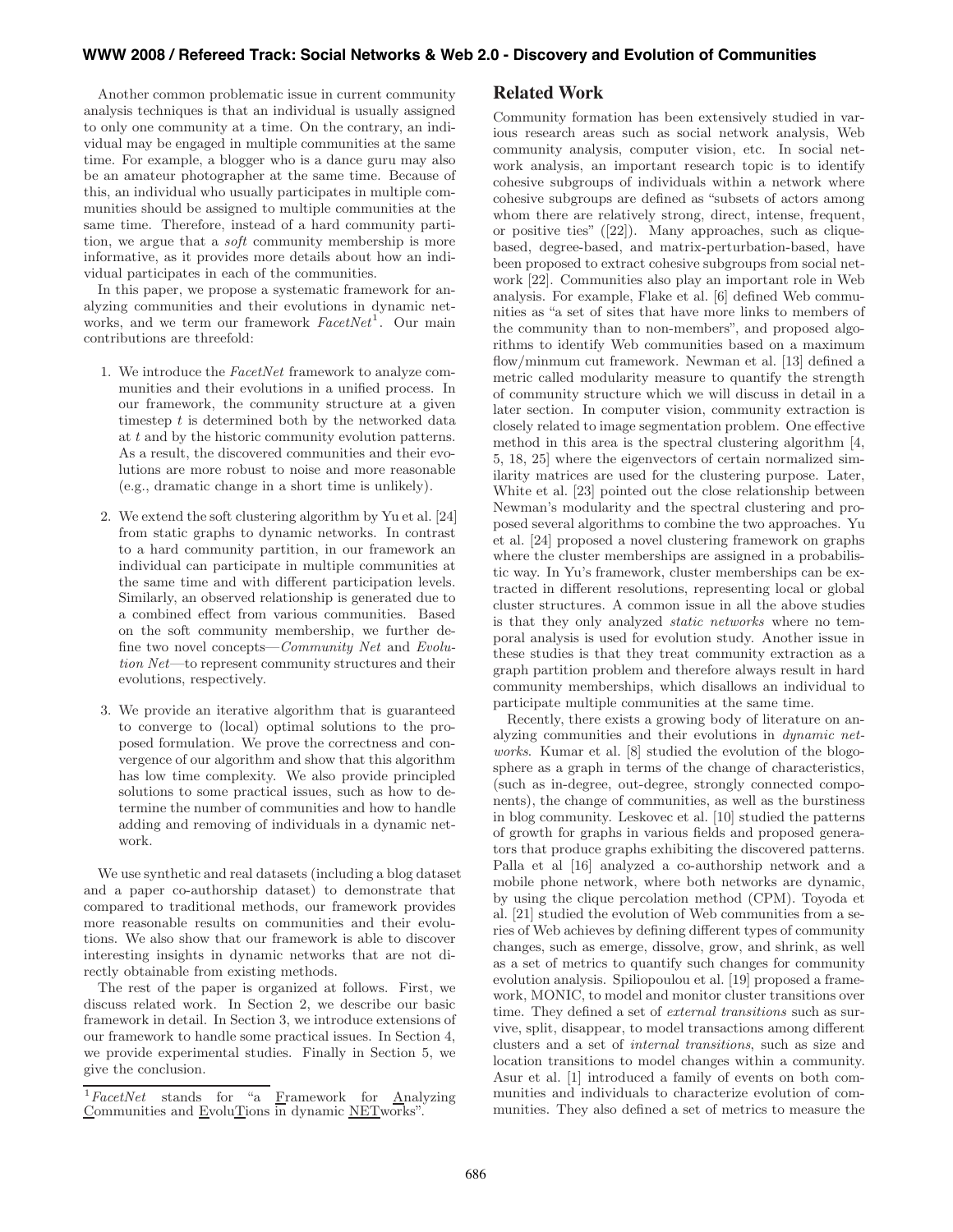Another common problematic issue in current community analysis techniques is that an individual is usually assigned to only one community at a time. On the contrary, an individual may be engaged in multiple communities at the same time. For example, a blogger who is a dance guru may also be an amateur photographer at the same time. Because of this, an individual who usually participates in multiple communities should be assigned to multiple communities at the same time. Therefore, instead of a hard community partition, we argue that a *soft* community membership is more informative, as it provides more details about how an individual participates in each of the communities.

In this paper, we propose a systematic framework for analyzing communities and their evolutions in dynamic networks, and we term our framework *FacetNet*[1]. Our main contributions are threefold:

1. We introduce the *FacetNet* framework to analyze communities and their evolutions in a unified process. In our framework, the community structure at a given timestep $t$ is determined both by the networked data at $t$ and by the historic community evolution patterns. As a result, the discovered communities and their evolutions are more robust to noise and more reasonable (e.g., dramatic change in a short time is unlikely).

2. We extend the soft clustering algorithm by Yu et al. [24] from static graphs to dynamic networks. In contrast to a hard community partition, in our framework an individual can participate in multiple communities at the same time and with different participation levels. Similarly, an observed relationship is generated due to a combined effect from various communities. Based on the soft community membership, we further define two novel concepts—*Community Net* and *Evolution Net*—to represent community structures and their evolutions, respectively.

3. We provide an iterative algorithm that is guaranteed to converge to (local) optimal solutions to the proposed formulation. We prove the correctness and convergence of our algorithm and show that this algorithm has low time complexity. We also provide principled solutions to some practical issues, such as how to determine the number of communities and how to handle adding and removing of individuals in a dynamic network.

We use synthetic and real datasets (including a blog dataset and a paper co-authorship dataset) to demonstrate that compared to traditional methods, our framework provides more reasonable results on communities and their evolutions. We also show that our framework is able to discover interesting insights in dynamic networks that are not directly obtainable from existing methods.

The rest of the paper is organized at follows. First, we discuss related work. In Section 2, we describe our basic framework in detail. In Section 3, we introduce extensions of our framework to handle some practical issues. In Section 4, we provide experimental studies. Finally in Section 5, we give the conclusion.

[1] *FacetNet* stands for "a Framework for Analyzing Communities and EvoluTions in dynamic NETworks".

## Related Work

Community formation has been extensively studied in various research areas such as social network analysis, Web community analysis, computer vision, etc. In social network analysis, an important research topic is to identify cohesive subgroups of individuals within a network where cohesive subgroups are defined as "subsets of actors among whom there are relatively strong, direct, intense, frequent, or positive ties" ([22]). Many approaches, such as clique-based, degree-based, and matrix-perturbation-based, have been proposed to extract cohesive subgroups from social network [22]. Communities also play an important role in Web analysis. For example, Flake et al. [6] defined Web communities as "a set of sites that have more links to members of the community than to non-members", and proposed algorithms to identify Web communities based on a maximum flow/minmum cut framework. Newman et al. [13] defined a metric called modularity measure to quantify the strength of community structure which we will discuss in detail in a later section. In computer vision, community extraction is closely related to image segmentation problem. One effective method in this area is the spectral clustering algorithm [4, 5, 18, 25] where the eigenvectors of certain normalized similarity matrices are used for the clustering purpose. Later, White et al. [23] pointed out the close relationship between Newman's modularity and the spectral clustering and proposed several algorithms to combine the two approaches. Yu et al. [24] proposed a novel clustering framework on graphs where the cluster memberships are assigned in a probabilistic way. In Yu's framework, cluster memberships can be extracted in different resolutions, representing local or global cluster structures. A common issue in all the above studies is that they only analyzed *static networks* where no temporal analysis is used for evolution study. Another issue in these studies is that they treat community extraction as a graph partition problem and therefore always result in hard community memberships, which disallows an individual to participate multiple communities at the same time.

Recently, there exists a growing body of literature on analyzing communities and their evolutions in *dynamic networks*. Kumar et al. [8] studied the evolution of the blogosphere as a graph in terms of the change of characteristics, (such as in-degree, out-degree, strongly connected components), the change of communities, as well as the burstiness in blog community. Leskovec et al. [10] studied the patterns of growth for graphs in various fields and proposed generators that produce graphs exhibiting the discovered patterns. Palla et al [16] analyzed a co-authorship network and a mobile phone network, where both networks are dynamic, by using the clique percolation method (CPM). Toyoda et al. [21] studied the evolution of Web communities from a series of Web achieves by defining different types of community changes, such as emerge, dissolve, grow, and shrink, as well as a set of metrics to quantify such changes for community evolution analysis. Spiliopoulou et al. [19] proposed a framework, MONIC, to model and monitor cluster transitions over time. They defined a set of *external transitions* such as survive, split, disappear, to model transactions among different clusters and a set of *internal transitions*, such as size and location transitions to model changes within a community. Asur et al. [1] introduced a family of events on both communities and individuals to characterize evolution of communities. They also defined a set of metrics to measure the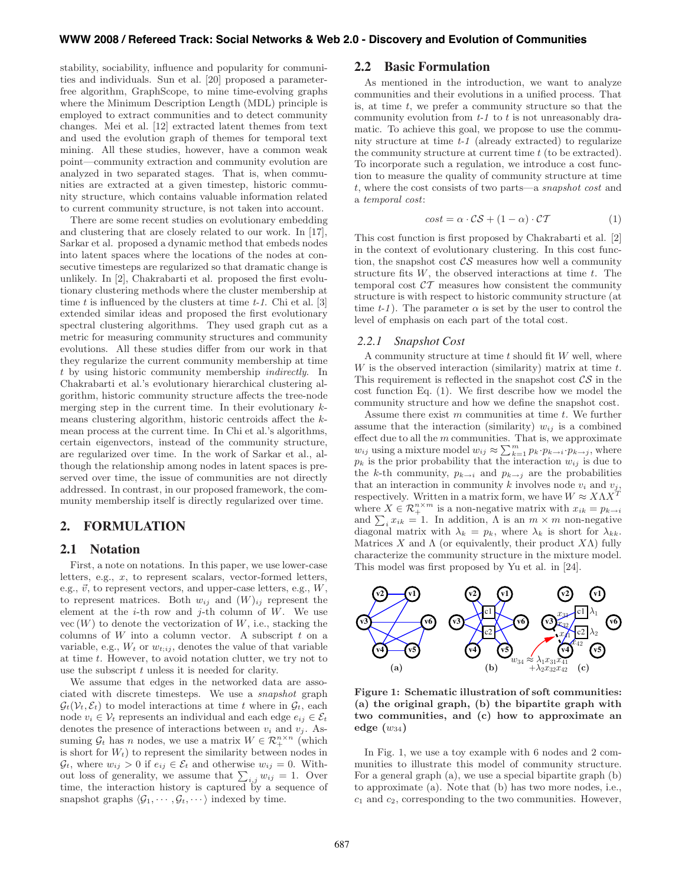stability, sociability, influence and popularity for communities and individuals. Sun et al. [20] proposed a parameter-free algorithm, GraphScope, to mine time-evolving graphs where the Minimum Description Length (MDL) principle is employed to extract communities and to detect community changes. Mei et al. [12] extracted latent themes from text and used the evolution graph of themes for temporal text mining. All these studies, however, have a common weak point—community extraction and community evolution are analyzed in two separated stages. That is, when communities are extracted at a given timestep, historic community structure, which contains valuable information related to current community structure, is not taken into account.

There are some recent studies on evolutionary embedding and clustering that are closely related to our work. In [17], Sarkar et al. proposed a dynamic method that embeds nodes into latent spaces where the locations of the nodes at consecutive timesteps are regularized so that dramatic change is unlikely. In [2], Chakrabarti et al. proposed the first evolutionary clustering methods where the cluster membership at time $t$ is influenced by the clusters at time *t-1*. Chi et al. [3] extended similar ideas and proposed the first evolutionary spectral clustering algorithms. They used graph cut as a metric for measuring community structures and community evolutions. All these studies differ from our work in that they regularize the current community membership at time $t$ by using historic community membership *indirectly*. In Chakrabarti et al.'s evolutionary hierarchical clustering algorithm, historic community structure affects the tree-node merging step in the current time. In their evolutionary $k$-means clustering algorithm, historic centroids affect the $k$-mean process at the current time. In Chi et al.'s algorithms, certain eigenvectors, instead of the community structure, are regularized over time. In the work of Sarkar et al., although the relationship among nodes in latent spaces is preserved over time, the issue of communities are not directly addressed. In contrast, in our proposed framework, the community membership itself is directly regularized over time.

# 2. FORMULATION

## 2.1 Notation

First, a note on notations. In this paper, we use lower-case letters, e.g., $x$, to represent scalars, vector-formed letters, e.g., $\vec{v}$, to represent vectors, and upper-case letters, e.g., $W$, to represent matrices. Both $w_{ij}$ and $(W)_{ij}$ represent the element at the $i$-th row and $j$-th column of $W$. We use $\mathrm{vec}(W)$ to denote the vectorization of $W$, i.e., stacking the columns of $W$ into a column vector. A subscript $t$ on a variable, e.g., $W_t$ or $w_{t;ij}$, denotes the value of that variable at time $t$. However, to avoid notation clutter, we try not to use the subscript $t$ unless it is needed for clarity.

We assume that edges in the networked data are associated with discrete timesteps. We use a *snapshot* graph $\mathcal{G}_t(\mathcal{V}_t, \mathcal{E}_t)$ to model interactions at time $t$ where in $\mathcal{G}_t$, each node $v_i \in \mathcal{V}_t$ represents an individual and each edge $e_{ij} \in \mathcal{E}_t$ denotes the presence of interactions between $v_i$ and $v_j$. Assuming $\mathcal{G}_t$ has $n$ nodes, we use a matrix $W \in \mathcal{R}_+^{n \times n}$ (which is short for $W_t$) to represent the similarity between nodes in $\mathcal{G}_t$, where $w_{ij} > 0$ if $e_{ij} \in \mathcal{E}_t$ and otherwise $w_{ij} = 0$. Without loss of generality, we assume that $\sum_{i,j} w_{ij} = 1$. Over time, the interaction history is captured by a sequence of snapshot graphs $\langle \mathcal{G}_1, \cdots, \mathcal{G}_t, \cdots \rangle$ indexed by time.

## 2.2 Basic Formulation

As mentioned in the introduction, we want to analyze communities and their evolutions in a unified process. That is, at time $t$, we prefer a community structure so that the community evolution from *t-1* to $t$ is not unreasonably dramatic. To achieve this goal, we propose to use the community structure at time *t-1* (already extracted) to regularize the community structure at current time $t$ (to be extracted). To incorporate such a regulation, we introduce a cost function to measure the quality of community structure at time $t$, where the cost consists of two parts—a *snapshot cost* and a *temporal cost*:

$$cost = \alpha \cdot \mathcal{CS} + (1 - \alpha) \cdot \mathcal{CT} \tag{1}$$

This cost function is first proposed by Chakrabarti et al. [2] in the context of evolutionary clustering. In this cost function, the snapshot cost $\mathcal{CS}$ measures how well a community structure fits $W$, the observed interactions at time $t$. The temporal cost $\mathcal{CT}$ measures how consistent the community structure is with respect to historic community structure (at time *t-1*). The parameter $\alpha$ is set by the user to control the level of emphasis on each part of the total cost.

### 2.2.1 Snapshot Cost

A community structure at time $t$ should fit $W$ well, where $W$ is the observed interaction (similarity) matrix at time $t$. This requirement is reflected in the snapshot cost $\mathcal{CS}$ in the cost function Eq. (1). We first describe how we model the community structure and how we define the snapshot cost.

Assume there exist $m$ communities at time $t$. We further assume that the interaction (similarity) $w_{ij}$ is a combined effect due to all the $m$ communities. That is, we approximate $w_{ij}$ using a mixture model $w_{ij} \approx \sum_{k=1}^{m} p_k \cdot p_{k \to i} \cdot p_{k \to j}$, where $p_k$ is the prior probability that the interaction $w_{ij}$ is due to the $k$-th community, $p_{k \to i}$ and $p_{k \to j}$ are the probabilities that an interaction in community $k$ involves node $v_i$ and $v_j$, respectively. Written in a matrix form, we have $W \approx X \Lambda X^T$ where $X \in \mathcal{R}_+^{n \times m}$ is a non-negative matrix with $x_{ik} = p_{k \to i}$ and $\sum_i x_{ik} = 1$. In addition, $\Lambda$ is an $m \times m$ non-negative diagonal matrix with $\lambda_k = p_k$, where $\lambda_k$ is short for $\lambda_{kk}$. Matrices $X$ and $\Lambda$ (or equivalently, their product $X\Lambda$) fully characterize the community structure in the mixture model. This model was first proposed by Yu et al. in [24].

**Figure 1: Schematic illustration of soft communities: (a) the original graph, (b) the bipartite graph with two communities, and (c) how to approximate an edge ($w_{34}$)**

In Fig. 1, we use a toy example with 6 nodes and 2 communities to illustrate this model of community structure. For a general graph (a), we use a special bipartite graph (b) to approximate (a). Note that (b) has two more nodes, i.e., $c_1$ and $c_2$, corresponding to the two communities. However,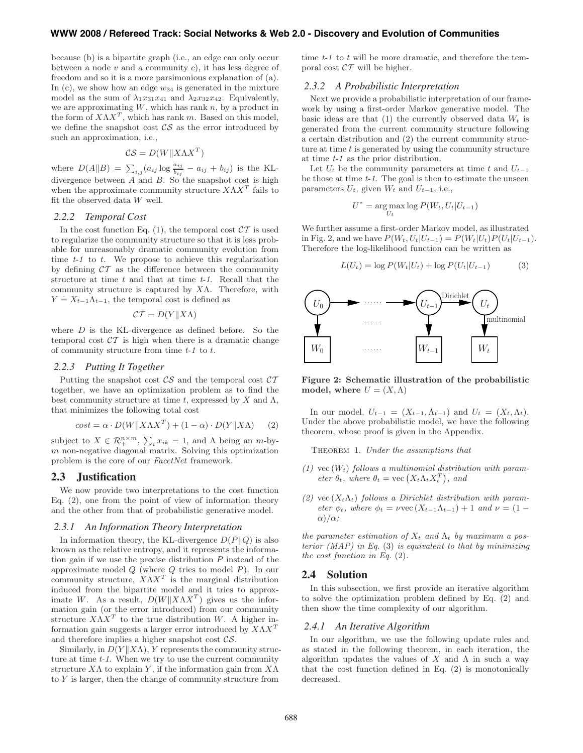because (b) is a bipartite graph (i.e., an edge can only occur between a node $v$ and a community $c$), it has less degree of freedom and so it is a more parsimonious explanation of (a). In (c), we show how an edge $w_{34}$ is generated in the mixture model as the sum of $\lambda_1 x_{31} x_{41}$ and $\lambda_2 x_{32} x_{42}$. Equivalently, we are approximating $W$, which has rank $n$, by a product in the form of $X\Lambda X^T$, which has rank $m$. Based on this model, we define the snapshot cost $\mathcal{CS}$ as the error introduced by such an approximation, i.e.,

$$\mathcal{CS} = D(W \| X\Lambda X^T)$$

where $D(A\|B) = \sum_{i,j}(a_{ij} \log \frac{a_{ij}}{b_{ij}} - a_{ij} + b_{ij})$ is the KL-divergence between $A$ and $B$. So the snapshot cost is high when the approximate community structure $X\Lambda X^T$ fails to fit the observed data $W$ well.

### 2.2.2 Temporal Cost

In the cost function Eq. (1), the temporal cost $\mathcal{CT}$ is used to regularize the community structure so that it is less probable for unreasonably dramatic community evolution from time *t-1* to *t*. We propose to achieve this regularization by defining $\mathcal{CT}$ as the difference between the community structure at time $t$ and that at time *t-1*. Recall that the community structure is captured by $X\Lambda$. Therefore, with $Y \doteq X_{t-1}\Lambda_{t-1}$, the temporal cost is defined as

$$\mathcal{CT} = D(Y \| X\Lambda)$$

where $D$ is the KL-divergence as defined before. So the temporal cost $\mathcal{CT}$ is high when there is a dramatic change of community structure from time *t-1* to *t*.

### 2.2.3 Putting It Together

Putting the snapshot cost $\mathcal{CS}$ and the temporal cost $\mathcal{CT}$ together, we have an optimization problem as to find the best community structure at time $t$, expressed by $X$ and $\Lambda$, that minimizes the following total cost

$$cost = \alpha \cdot D(W\|X\Lambda X^T) + (1-\alpha) \cdot D(Y\|X\Lambda) \qquad (2)$$

subject to $X \in \mathcal{R}_+^{n \times m}$, $\sum_i x_{ik} = 1$, and $\Lambda$ being an $m$-by-$m$ non-negative diagonal matrix. Solving this optimization problem is the core of our *FacetNet* framework.

## 2.3 Justification

We now provide two interpretations to the cost function Eq. (2), one from the point of view of information theory and the other from that of probabilistic generative model.

### 2.3.1 An Information Theory Interpretation

In information theory, the KL-divergence $D(P\|Q)$ is also known as the relative entropy, and it represents the information gain if we use the precise distribution $P$ instead of the approximate model $Q$ (where $Q$ tries to model $P$). In our community structure, $X\Lambda X^T$ is the marginal distribution induced from the bipartite model and it tries to approximate $W$. As a result, $D(W\|X\Lambda X^T)$ gives us the information gain (or the error introduced) from our community structure $X\Lambda X^T$ to the true distribution $W$. A higher information gain suggests a larger error introduced by $X\Lambda X^T$ and therefore implies a higher snapshot cost $\mathcal{CS}$.

Similarly, in $D(Y\|X\Lambda)$, $Y$ represents the community structure at time *t-1*. When we try to use the current community structure $X\Lambda$ to explain $Y$, if the information gain from $X\Lambda$ to $Y$ is larger, then the change of community structure from time *t-1* to *t* will be more dramatic, and therefore the temporal cost $\mathcal{CT}$ will be higher.

### 2.3.2 A Probabilistic Interpretation

Next we provide a probabilistic interpretation of our framework by using a first-order Markov generative model. The basic ideas are that (1) the currently observed data $W_t$ is generated from the current community structure following a certain distribution and (2) the current community structure at time $t$ is generated by using the community structure at time *t-1* as the prior distribution.

Let $U_t$ be the community parameters at time $t$ and $U_{t-1}$ be those at time *t-1*. The goal is then to estimate the unseen parameters $U_t$, given $W_t$ and $U_{t-1}$, i.e.,

$$U^* = \arg\max_{U_t} \log P(W_t, U_t | U_{t-1})$$

We further assume a first-order Markov model, as illustrated in Fig. 2, and we have $P(W_t, U_t|U_{t-1}) = P(W_t|U_t)P(U_t|U_{t-1})$. Therefore the log-likelihood function can be written as

$$L(U_t) = \log P(W_t|U_t) + \log P(U_t|U_{t-1}) \qquad (3)$$

**Figure 2: Schematic illustration of the probabilistic model, where $U = (X, \Lambda)$**

In our model, $U_{t-1} = (X_{t-1}, \Lambda_{t-1})$ and $U_t = (X_t, \Lambda_t)$. Under the above probabilistic model, we have the following theorem, whose proof is given in the Appendix.

THEOREM 1. *Under the assumptions that*

*(1) $\text{vec}(W_t)$ follows a multinomial distribution with parameter $\theta_t$, where $\theta_t = \text{vec}(X_t\Lambda_t X_t^T)$, and*

*(2) $\text{vec}(X_t\Lambda_t)$ follows a Dirichlet distribution with parameter $\phi_t$, where $\phi_t = \nu \text{vec}(X_{t-1}\Lambda_{t-1}) + 1$ and $\nu = (1-\alpha)/\alpha$;*

*the parameter estimation of $X_t$ and $\Lambda_t$ by maximum a posterior (MAP) in Eq. (3) is equivalent to that by minimizing the cost function in Eq. (2).*

## 2.4 Solution

In this subsection, we first provide an iterative algorithm to solve the optimization problem defined by Eq. (2) and then show the time complexity of our algorithm.

### 2.4.1 An Iterative Algorithm

In our algorithm, we use the following update rules and as stated in the following theorem, in each iteration, the algorithm updates the values of $X$ and $\Lambda$ in such a way that the cost function defined in Eq. (2) is monotonically decreased.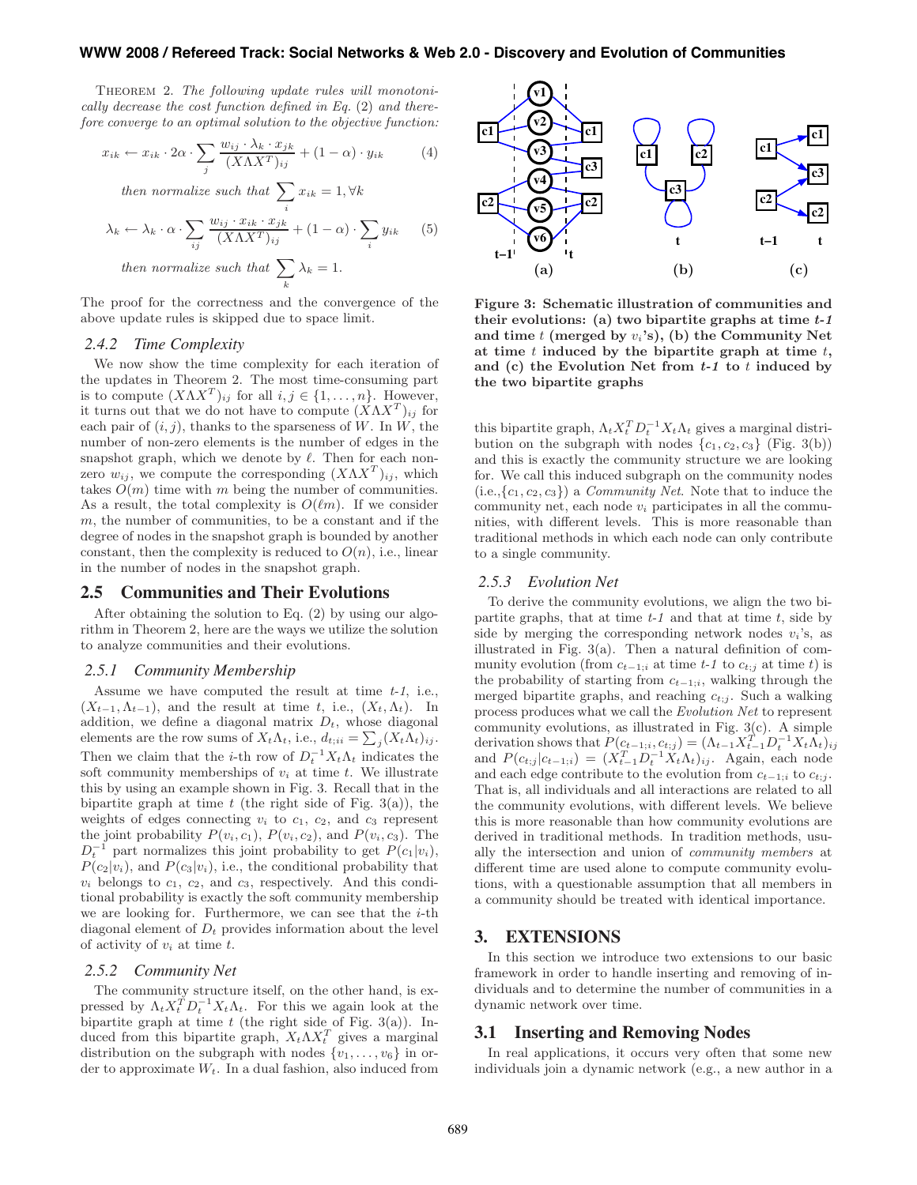THEOREM 2. *The following update rules will monotonically decrease the cost function defined in Eq. (2) and therefore converge to an optimal solution to the objective function:*

$$x_{ik} \leftarrow x_{ik} \cdot 2\alpha \cdot \sum_j \frac{w_{ij} \cdot \lambda_k \cdot x_{jk}}{(X\Lambda X^T)_{ij}} + (1-\alpha) \cdot y_{ik} \tag{4}$$

*then normalize such that* $\sum_i x_{ik} = 1, \forall k$

$$\lambda_k \leftarrow \lambda_k \cdot \alpha \cdot \sum_{ij} \frac{w_{ij} \cdot x_{ik} \cdot x_{jk}}{(X\Lambda X^T)_{ij}} + (1-\alpha) \cdot \sum_i y_{ik} \tag{5}$$

*then normalize such that* $\sum_k \lambda_k = 1.$

The proof for the correctness and the convergence of the above update rules is skipped due to space limit.

### 2.4.2 Time Complexity

We now show the time complexity for each iteration of the updates in Theorem 2. The most time-consuming part is to compute $(X\Lambda X^T)_{ij}$ for all $i, j \in \{1, \ldots, n\}$. However, it turns out that we do not have to compute $(X\Lambda X^T)_{ij}$ for each pair of $(i, j)$, thanks to the sparseness of $W$. In $W$, the number of non-zero elements is the number of edges in the snapshot graph, which we denote by $\ell$. Then for each non-zero $w_{ij}$, we compute the corresponding $(X\Lambda X^T)_{ij}$, which takes $O(m)$ time with $m$ being the number of communities. As a result, the total complexity is $O(\ell m)$. If we consider $m$, the number of communities, to be a constant and if the degree of nodes in the snapshot graph is bounded by another constant, then the complexity is reduced to $O(n)$, i.e., linear in the number of nodes in the snapshot graph.

## 2.5 Communities and Their Evolutions

After obtaining the solution to Eq. (2) by using our algorithm in Theorem 2, here are the ways we utilize the solution to analyze communities and their evolutions.

### 2.5.1 Community Membership

Assume we have computed the result at time *t-1*, i.e., $(X_{t-1}, \Lambda_{t-1})$, and the result at time $t$, i.e., $(X_t, \Lambda_t)$. In addition, we define a diagonal matrix $D_t$, whose diagonal elements are the row sums of $X_t\Lambda_t$, i.e., $d_{t;ii} = \sum_j (X_t\Lambda_t)_{ij}$. Then we claim that the $i$-th row of $D_t^{-1}X_t\Lambda_t$ indicates the soft community memberships of $v_i$ at time $t$. We illustrate this by using an example shown in Fig. 3. Recall that in the bipartite graph at time $t$ (the right side of Fig. 3(a)), the weights of edges connecting $v_i$ to $c_1$, $c_2$, and $c_3$ represent the joint probability $P(v_i, c_1)$, $P(v_i, c_2)$, and $P(v_i, c_3)$. The $D_t^{-1}$ part normalizes this joint probability to get $P(c_1|v_i)$, $P(c_2|v_i)$, and $P(c_3|v_i)$, i.e., the conditional probability that $v_i$ belongs to $c_1$, $c_2$, and $c_3$, respectively. And this conditional probability is exactly the soft community membership we are looking for. Furthermore, we can see that the $i$-th diagonal element of $D_t$ provides information about the level of activity of $v_i$ at time $t$.

### 2.5.2 Community Net

The community structure itself, on the other hand, is expressed by $\Lambda_t X_t^T D_t^{-1} X_t \Lambda_t$. For this we again look at the bipartite graph at time $t$ (the right side of Fig. 3(a)). Induced from this bipartite graph, $X_t\Lambda X_t^T$ gives a marginal distribution on the subgraph with nodes $\{v_1, \ldots, v_6\}$ in order to approximate $W_t$. In a dual fashion, also induced from this bipartite graph, $\Lambda_t X_t^T D_t^{-1} X_t \Lambda_t$ gives a marginal distribution on the subgraph with nodes $\{c_1, c_2, c_3\}$ (Fig. 3(b)) and this is exactly the community structure we are looking for. We call this induced subgraph on the community nodes (i.e.,$\{c_1, c_2, c_3\}$) a *Community Net*. Note that to induce the community net, each node $v_i$ participates in all the communities, with different levels. This is more reasonable than traditional methods in which each node can only contribute to a single community.

**Figure 3: Schematic illustration of communities and their evolutions: (a) two bipartite graphs at time *t-1* and time $t$ (merged by $v_i$'s), (b) the Community Net at time $t$ induced by the bipartite graph at time $t$, and (c) the Evolution Net from *t-1* to $t$ induced by the two bipartite graphs**

### 2.5.3 Evolution Net

To derive the community evolutions, we align the two bipartite graphs, that at time *t-1* and that at time $t$, side by side by merging the corresponding network nodes $v_i$'s, as illustrated in Fig. 3(a). Then a natural definition of community evolution (from $c_{t-1;i}$ at time *t-1* to $c_{t;j}$ at time $t$) is the probability of starting from $c_{t-1;i}$, walking through the merged bipartite graphs, and reaching $c_{t;j}$. Such a walking process produces what we call the *Evolution Net* to represent community evolutions, as illustrated in Fig. 3(c). A simple derivation shows that $P(c_{t-1;i}, c_{t;j}) = (\Lambda_{t-1}X_{t-1}^T D_t^{-1} X_t \Lambda_t)_{ij}$ and $P(c_{t;j}|c_{t-1;i}) = (X_{t-1}^T D_t^{-1} X_t \Lambda_t)_{ij}$. Again, each node and each edge contribute to the evolution from $c_{t-1;i}$ to $c_{t;j}$. That is, all individuals and all interactions are related to all the community evolutions, with different levels. We believe this is more reasonable than how community evolutions are derived in traditional methods. In tradition methods, usually the intersection and union of *community members* at different time are used alone to compute community evolutions, with a questionable assumption that all members in a community should be treated with identical importance.

# 3. EXTENSIONS

In this section we introduce two extensions to our basic framework in order to handle inserting and removing of individuals and to determine the number of communities in a dynamic network over time.

## 3.1 Inserting and Removing Nodes

In real applications, it occurs very often that some new individuals join a dynamic network (e.g., a new author in a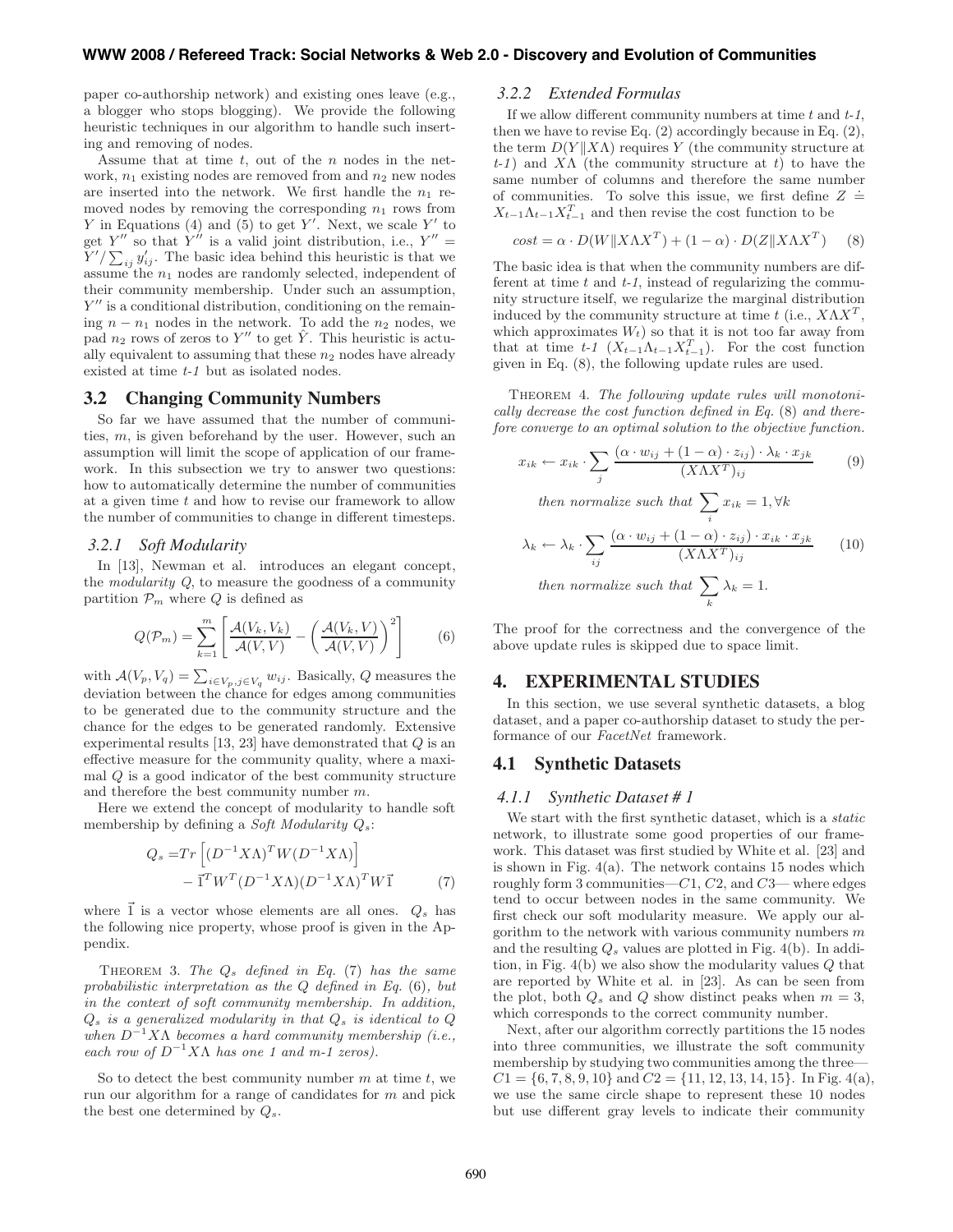paper co-authorship network) and existing ones leave (e.g., a blogger who stops blogging). We provide the following heuristic techniques in our algorithm to handle such inserting and removing of nodes.

Assume that at time $t$, out of the $n$ nodes in the network, $n_1$ existing nodes are removed from and $n_2$ new nodes are inserted into the network. We first handle the $n_1$ removed nodes by removing the corresponding $n_1$ rows from $Y$ in Equations (4) and (5) to get $Y'$. Next, we scale $Y'$ to get $Y''$ so that $Y''$ is a valid joint distribution, i.e., $Y'' = Y'/\sum_{ij} y'_{ij}$. The basic idea behind this heuristic is that we assume the $n_1$ nodes are randomly selected, independent of their community membership. Under such an assumption, $Y''$ is a conditional distribution, conditioning on the remaining $n - n_1$ nodes in the network. To add the $n_2$ nodes, we pad $n_2$ rows of zeros to $Y''$ to get $\hat{Y}$. This heuristic is actually equivalent to assuming that these $n_2$ nodes have already existed at time *t-1* but as isolated nodes.

## 3.2 Changing Community Numbers

So far we have assumed that the number of communities, $m$, is given beforehand by the user. However, such an assumption will limit the scope of application of our framework. In this subsection we try to answer two questions: how to automatically determine the number of communities at a given time $t$ and how to revise our framework to allow the number of communities to change in different timesteps.

### 3.2.1 Soft Modularity

In [13], Newman et al. introduces an elegant concept, the *modularity* $Q$, to measure the goodness of a community partition $\mathcal{P}_m$ where $Q$ is defined as

$$Q(\mathcal{P}_m) = \sum_{k=1}^{m} \left[ \frac{\mathcal{A}(V_k, V_k)}{\mathcal{A}(V, V)} - \left( \frac{\mathcal{A}(V_k, V)}{\mathcal{A}(V, V)} \right)^2 \right] \tag{6}$$

with $\mathcal{A}(V_p, V_q) = \sum_{i \in V_p, j \in V_q} w_{ij}$. Basically, $Q$ measures the deviation between the chance for edges among communities to be generated due to the community structure and the chance for the edges to be generated randomly. Extensive experimental results [13, 23] have demonstrated that $Q$ is an effective measure for the community quality, where a maximal $Q$ is a good indicator of the best community structure and therefore the best community number $m$.

Here we extend the concept of modularity to handle soft membership by defining a *Soft Modularity* $Q_s$:

$$\begin{aligned} Q_s =& Tr\left[ (D^{-1}X\Lambda)^T W (D^{-1}X\Lambda) \right] \\ &- \vec{1}^T W^T (D^{-1}X\Lambda)(D^{-1}X\Lambda)^T W \vec{1} \end{aligned} \tag{7}$$

where $\vec{1}$ is a vector whose elements are all ones. $Q_s$ has the following nice property, whose proof is given in the Appendix.

THEOREM 3. *The $Q_s$ defined in Eq. (7) has the same probabilistic interpretation as the $Q$ defined in Eq. (6), but in the context of soft community membership. In addition, $Q_s$ is a generalized modularity in that $Q_s$ is identical to $Q$ when $D^{-1}X\Lambda$ becomes a hard community membership (i.e., each row of $D^{-1}X\Lambda$ has one 1 and m-1 zeros).*

So to detect the best community number $m$ at time $t$, we run our algorithm for a range of candidates for $m$ and pick the best one determined by $Q_s$.

### 3.2.2 Extended Formulas

If we allow different community numbers at time $t$ and *t-1*, then we have to revise Eq. (2) accordingly because in Eq. (2), the term $D(Y\|X\Lambda)$ requires $Y$ (the community structure at *t-1*) and $X\Lambda$ (the community structure at $t$) to have the same number of columns and therefore the same number of communities. To solve this issue, we first define $Z \doteq X_{t-1}\Lambda_{t-1}X_{t-1}^T$ and then revise the cost function to be

$$cost = \alpha \cdot D(W\|X\Lambda X^T) + (1-\alpha) \cdot D(Z\|X\Lambda X^T) \tag{8}$$

The basic idea is that when the community numbers are different at time $t$ and *t-1*, instead of regularizing the community structure itself, we regularize the marginal distribution induced by the community structure at time $t$ (i.e., $X\Lambda X^T$, which approximates $W_t$) so that it is not too far away from that at time *t-1* ($X_{t-1}\Lambda_{t-1}X_{t-1}^T$). For the cost function given in Eq. (8), the following update rules are used.

THEOREM 4. *The following update rules will monotonically decrease the cost function defined in Eq. (8) and therefore converge to an optimal solution to the objective function.*

$$x_{ik} \leftarrow x_{ik} \cdot \sum_j \frac{(\alpha \cdot w_{ij} + (1-\alpha) \cdot z_{ij}) \cdot \lambda_k \cdot x_{jk}}{(X\Lambda X^T)_{ij}} \tag{9}$$

*then normalize such that* $\sum_i x_{ik} = 1, \forall k$

$$\lambda_k \leftarrow \lambda_k \cdot \sum_{ij} \frac{(\alpha \cdot w_{ij} + (1-\alpha) \cdot z_{ij}) \cdot x_{ik} \cdot x_{jk}}{(X\Lambda X^T)_{ij}} \tag{10}$$

*then normalize such that* $\sum_k \lambda_k = 1.$

The proof for the correctness and the convergence of the above update rules is skipped due to space limit.

# 4. EXPERIMENTAL STUDIES

In this section, we use several synthetic datasets, a blog dataset, and a paper co-authorship dataset to study the performance of our *FacetNet* framework.

## 4.1 Synthetic Datasets

### 4.1.1 Synthetic Dataset # 1

We start with the first synthetic dataset, which is a *static* network, to illustrate some good properties of our framework. This dataset was first studied by White et al. [23] and is shown in Fig. 4(a). The network contains 15 nodes which roughly form 3 communities—$C1$, $C2$, and $C3$— where edges tend to occur between nodes in the same community. We first check our soft modularity measure. We apply our algorithm to the network with various community numbers $m$ and the resulting $Q_s$ values are plotted in Fig. 4(b). In addition, in Fig. 4(b) we also show the modularity values $Q$ that are reported by White et al. in [23]. As can be seen from the plot, both $Q_s$ and $Q$ show distinct peaks when $m = 3$, which corresponds to the correct community number.

Next, after our algorithm correctly partitions the 15 nodes into three communities, we illustrate the soft community membership by studying two communities among the three—$C1 = \{6, 7, 8, 9, 10\}$ and $C2 = \{11, 12, 13, 14, 15\}$. In Fig. 4(a), we use the same circle shape to represent these 10 nodes but use different gray levels to indicate their community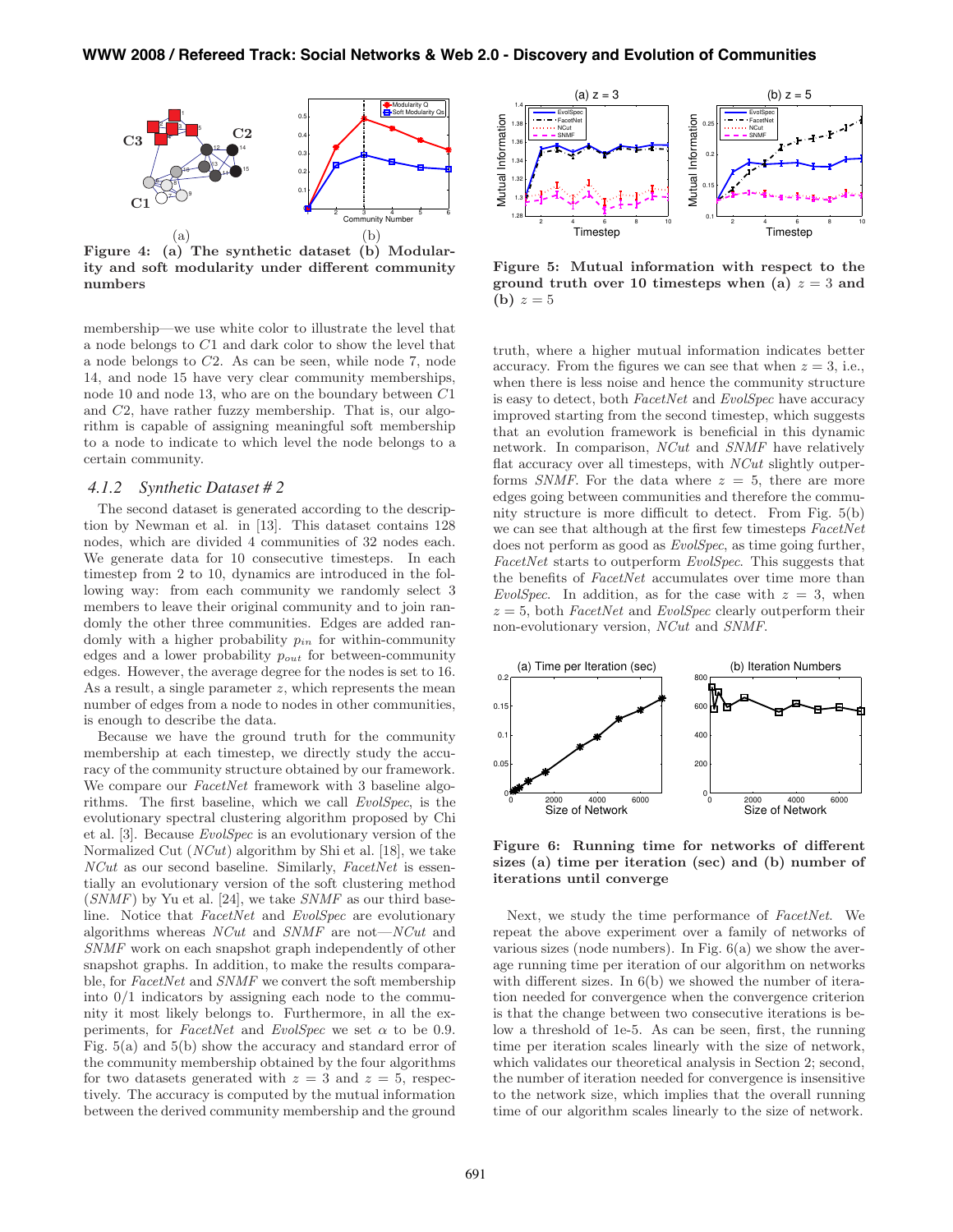Figure 4: (a) The synthetic dataset (b) Modularity and soft modularity under different community numbers

membership—we use white color to illustrate the level that a node belongs to $C1$ and dark color to show the level that a node belongs to $C2$. As can be seen, while node 7, node 14, and node 15 have very clear community memberships, node 10 and node 13, who are on the boundary between $C1$ and $C2$, have rather fuzzy membership. That is, our algorithm is capable of assigning meaningful soft membership to a node to indicate to which level the node belongs to a certain community.

### 4.1.2 Synthetic Dataset # 2

The second dataset is generated according to the description by Newman et al. in [13]. This dataset contains 128 nodes, which are divided 4 communities of 32 nodes each. We generate data for 10 consecutive timesteps. In each timestep from 2 to 10, dynamics are introduced in the following way: from each community we randomly select 3 members to leave their original community and to join randomly the other three communities. Edges are added randomly with a higher probability $p_{in}$ for within-community edges and a lower probability $p_{out}$ for between-community edges. However, the average degree for the nodes is set to 16. As a result, a single parameter $z$, which represents the mean number of edges from a node to nodes in other communities, is enough to describe the data.

Because we have the ground truth for the community membership at each timestep, we directly study the accuracy of the community structure obtained by our framework. We compare our *FacetNet* framework with 3 baseline algorithms. The first baseline, which we call *EvolSpec*, is the evolutionary spectral clustering algorithm proposed by Chi et al. [3]. Because *EvolSpec* is an evolutionary version of the Normalized Cut (*NCut*) algorithm by Shi et al. [18], we take *NCut* as our second baseline. Similarly, *FacetNet* is essentially an evolutionary version of the soft clustering method (*SNMF*) by Yu et al. [24], we take *SNMF* as our third baseline. Notice that *FacetNet* and *EvolSpec* are evolutionary algorithms whereas *NCut* and *SNMF* are not—*NCut* and *SNMF* work on each snapshot graph independently of other snapshot graphs. In addition, to make the results comparable, for *FacetNet* and *SNMF* we convert the soft membership into 0/1 indicators by assigning each node to the community it most likely belongs to. Furthermore, in all the experiments, for *FacetNet* and *EvolSpec* we set $\alpha$ to be 0.9. Fig. 5(a) and 5(b) show the accuracy and standard error of the community membership obtained by the four algorithms for two datasets generated with $z = 3$ and $z = 5$, respectively. The accuracy is computed by the mutual information between the derived community membership and the ground truth, where a higher mutual information indicates better accuracy. From the figures we can see that when $z = 3$, i.e., when there is less noise and hence the community structure is easy to detect, both *FacetNet* and *EvolSpec* have accuracy improved starting from the second timestep, which suggests that an evolution framework is beneficial in this dynamic network. In comparison, *NCut* and *SNMF* have relatively flat accuracy over all timesteps, with *NCut* slightly outperforms *SNMF*. For the data where $z = 5$, there are more edges going between communities and therefore the community structure is more difficult to detect. From Fig. 5(b) we can see that although at the first few timesteps *FacetNet* does not perform as good as *EvolSpec*, as time going further, *FacetNet* starts to outperform *EvolSpec*. This suggests that the benefits of *FacetNet* accumulates over time more than *EvolSpec*. In addition, as for the case with $z = 3$, when $z = 5$, both *FacetNet* and *EvolSpec* clearly outperform their non-evolutionary version, *NCut* and *SNMF*.

Figure 5: Mutual information with respect to the ground truth over 10 timesteps when (a) $z = 3$ and (b) $z = 5$

Figure 6: Running time for networks of different sizes (a) time per iteration (sec) and (b) number of iterations until converge

Next, we study the time performance of *FacetNet*. We repeat the above experiment over a family of networks of various sizes (node numbers). In Fig. 6(a) we show the average running time per iteration of our algorithm on networks with different sizes. In 6(b) we showed the number of iteration needed for convergence when the convergence criterion is that the change between two consecutive iterations is below a threshold of 1e-5. As can be seen, first, the running time per iteration scales linearly with the size of network, which validates our theoretical analysis in Section 2; second, the number of iteration needed for convergence is insensitive to the network size, which implies that the overall running time of our algorithm scales linearly to the size of network.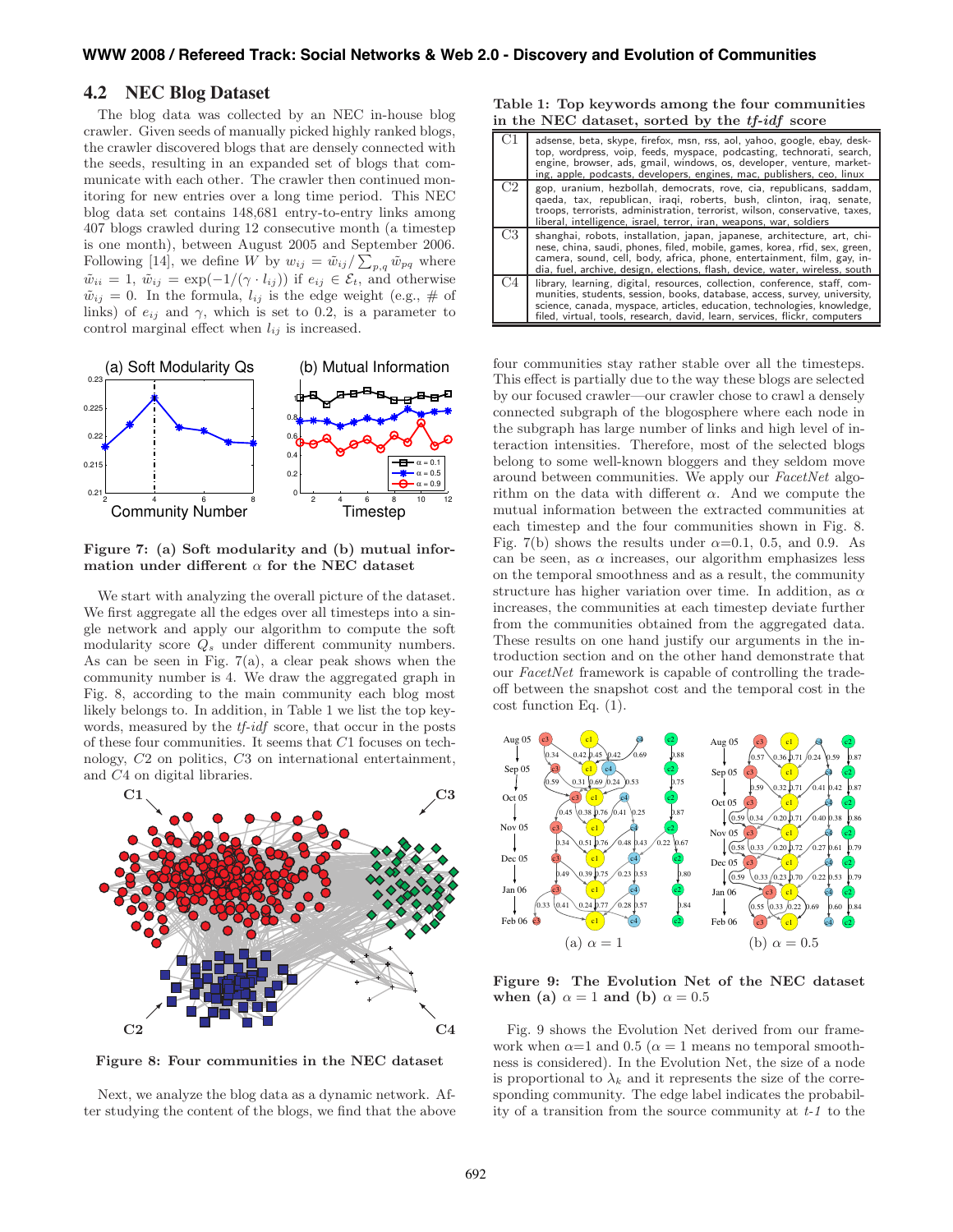### 4.2 NEC Blog Dataset

The blog data was collected by an NEC in-house blog crawler. Given seeds of manually picked highly ranked blogs, the crawler discovered blogs that are densely connected with the seeds, resulting in an expanded set of blogs that communicate with each other. The crawler then continued monitoring for new entries over a long time period. This NEC blog data set contains 148,681 entry-to-entry links among 407 blogs crawled during 12 consecutive month (a timestep is one month), between August 2005 and September 2006. Following [14], we define $W$ by $w_{ij} = \tilde{w}_{ij} / \sum_{p,q} \tilde{w}_{pq}$ where $\tilde{w}_{ii} = 1$, $\tilde{w}_{ij} = \exp(-1/(\gamma \cdot l_{ij}))$ if $e_{ij} \in \mathcal{E}_t$, and otherwise $\tilde{w}_{ij} = 0$. In the formula, $l_{ij}$ is the edge weight (e.g., # of links) of $e_{ij}$ and $\gamma$, which is set to 0.2, is a parameter to control marginal effect when $l_{ij}$ is increased.

**Figure 7: (a) Soft modularity and (b) mutual information under different $\alpha$ for the NEC dataset**

We start with analyzing the overall picture of the dataset. We first aggregate all the edges over all timesteps into a single network and apply our algorithm to compute the soft modularity score $Q_s$ under different community numbers. As can be seen in Fig. 7(a), a clear peak shows when the community number is 4. We draw the aggregated graph in Fig. 8, according to the main community each blog most likely belongs to. In addition, in Table 1 we list the top keywords, measured by the *tf-idf* score, that occur in the posts of these four communities. It seems that $C1$ focuses on technology, $C2$ on politics, $C3$ on international entertainment, and $C4$ on digital libraries.

**Figure 8: Four communities in the NEC dataset**

Next, we analyze the blog data as a dynamic network. After studying the content of the blogs, we find that the above

**Table 1: Top keywords among the four communities in the NEC dataset, sorted by the *tf-idf* score**

| | |
|---|---|
| C1 | adsense, beta, skype, firefox, msn, rss, aol, yahoo, google, ebay, desktop, wordpress, voip, feeds, myspace, podcasting, technorati, search, engine, browser, ads, gmail, windows, os, developer, venture, marketing, apple, podcasts, developers, engines, mac, publishers, ceo, linux |
| C2 | gop, uranium, hezbollah, democrats, rove, cia, republicans, saddam, qaeda, tax, republican, iraqi, roberts, bush, clinton, iraq, senate, troops, terrorists, administration, terrorist, wilson, conservative, taxes, liberal, intelligence, israel, terror, iran, weapons, war, soldiers |
| C3 | shanghai, robots, installation, japan, japanese, architecture, art, chinese, china, saudi, phones, filed, mobile, games, korea, rfid, sex, green, camera, sound, cell, body, africa, phone, entertainment, film, gay, india, fuel, archive, design, elections, flash, device, water, wireless, south |
| C4 | library, learning, digital, resources, collection, conference, staff, communities, students, session, books, database, access, survey, university, science, canada, myspace, articles, education, technologies, knowledge, filed, virtual, tools, research, david, learn, services, flickr, computers |

four communities stay rather stable over all the timesteps. This effect is partially due to the way these blogs are selected by our focused crawler—our crawler chose to crawl a densely connected subgraph of the blogosphere where each node in the subgraph has large number of links and high level of interaction intensities. Therefore, most of the selected blogs belong to some well-known bloggers and they seldom move around between communities. We apply our *FacetNet* algorithm on the data with different $\alpha$. And we compute the mutual information between the extracted communities at each timestep and the four communities shown in Fig. 8. Fig. 7(b) shows the results under $\alpha$=0.1, 0.5, and 0.9. As can be seen, as $\alpha$ increases, our algorithm emphasizes less on the temporal smoothness and as a result, the community structure has higher variation over time. In addition, as $\alpha$ increases, the communities at each timestep deviate further from the communities obtained from the aggregated data. These results on one hand justify our arguments in the introduction section and on the other hand demonstrate that our *FacetNet* framework is capable of controlling the trade-off between the snapshot cost and the temporal cost in the cost function Eq. (1).

**Figure 9: The Evolution Net of the NEC dataset when (a) $\alpha = 1$ and (b) $\alpha = 0.5$**

Fig. 9 shows the Evolution Net derived from our framework when $\alpha$=1 and 0.5 ($\alpha = 1$ means no temporal smoothness is considered). In the Evolution Net, the size of a node is proportional to $\lambda_k$ and it represents the size of the corresponding community. The edge label indicates the probability of a transition from the source community at *t-1* to the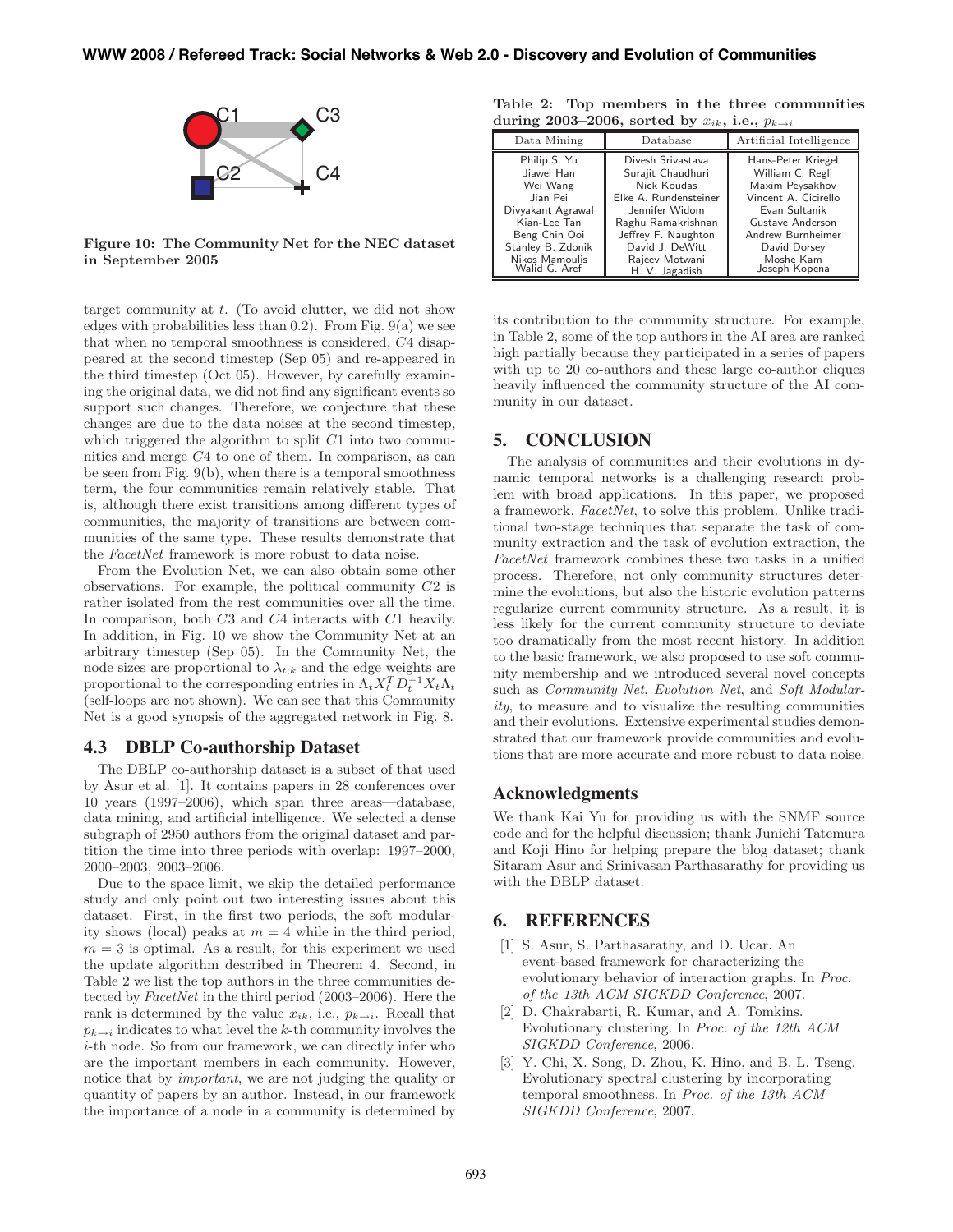Figure 10: The Community Net for the NEC dataset in September 2005

target community at $t$. (To avoid clutter, we did not show edges with probabilities less than 0.2). From Fig. 9(a) we see that when no temporal smoothness is considered, $C4$ disappeared at the second timestep (Sep 05) and re-appeared in the third timestep (Oct 05). However, by carefully examining the original data, we did not find any significant events so support such changes. Therefore, we conjecture that these changes are due to the data noises at the second timestep, which triggered the algorithm to split $C1$ into two communities and merge $C4$ to one of them. In comparison, as can be seen from Fig. 9(b), when there is a temporal smoothness term, the four communities remain relatively stable. That is, although there exist transitions among different types of communities, the majority of transitions are between communities of the same type. These results demonstrate that the *FacetNet* framework is more robust to data noise.

From the Evolution Net, we can also obtain some other observations. For example, the political community $C2$ is rather isolated from the rest communities over all the time. In comparison, both $C3$ and $C4$ interacts with $C1$ heavily. In addition, in Fig. 10 we show the Community Net at an arbitrary timestep (Sep 05). In the Community Net, the node sizes are proportional to $\lambda_{t;k}$ and the edge weights are proportional to the corresponding entries in $\Lambda_t X_t^T D_t^{-1} X_t \Lambda_t$ (self-loops are not shown). We can see that this Community Net is a good synopsis of the aggregated network in Fig. 8.

### 4.3 DBLP Co-authorship Dataset

The DBLP co-authorship dataset is a subset of that used by Asur et al. [1]. It contains papers in 28 conferences over 10 years (1997–2006), which span three areas—database, data mining, and artificial intelligence. We selected a dense subgraph of 2950 authors from the original dataset and partition the time into three periods with overlap: 1997–2000, 2000–2003, 2003–2006.

Due to the space limit, we skip the detailed performance study and only point out two interesting issues about this dataset. First, in the first two periods, the soft modularity shows (local) peaks at $m = 4$ while in the third period, $m = 3$ is optimal. As a result, for this experiment we used the update algorithm described in Theorem 4. Second, in Table 2 we list the top authors in the three communities detected by *FacetNet* in the third period (2003–2006). Here the rank is determined by the value $x_{ik}$, i.e., $p_{k\to i}$. Recall that $p_{k\to i}$ indicates to what level the $k$-th community involves the $i$-th node. So from our framework, we can directly infer who are the important members in each community. However, notice that by *important*, we are not judging the quality or quantity of papers by an author. Instead, in our framework the importance of a node in a community is determined by

**Table 2: Top members in the three communities during 2003–2006, sorted by $x_{ik}$, i.e., $p_{k\to i}$**

| Data Mining | Database | Artificial Intelligence |
|---|---|---|
| Philip S. Yu | Divesh Srivastava | Hans-Peter Kriegel |
| Jiawei Han | Surajit Chaudhuri | William C. Regli |
| Wei Wang | Nick Koudas | Maxim Peysakhov |
| Jian Pei | Elke A. Rundensteiner | Vincent A. Cicirello |
| Divyakant Agrawal | Jennifer Widom | Evan Sultanik |
| Kian-Lee Tan | Raghu Ramakrishnan | Gustave Anderson |
| Beng Chin Ooi | Jeffrey F. Naughton | Andrew Burnheimer |
| Stanley B. Zdonik | David J. DeWitt | David Dorsey |
| Nikos Mamoulis | Rajeev Motwani | Moshe Kam |
| Walid G. Aref | H. V. Jagadish | Joseph Kopena |

its contribution to the community structure. For example, in Table 2, some of the top authors in the AI area are ranked high partially because they participated in a series of papers with up to 20 co-authors and these large co-author cliques heavily influenced the community structure of the AI community in our dataset.

## 5. CONCLUSION

The analysis of communities and their evolutions in dynamic temporal networks is a challenging research problem with broad applications. In this paper, we proposed a framework, *FacetNet*, to solve this problem. Unlike traditional two-stage techniques that separate the task of community extraction and the task of evolution extraction, the *FacetNet* framework combines these two tasks in a unified process. Therefore, not only community structures determine the evolutions, but also the historic evolution patterns regularize current community structure. As a result, it is less likely for the current community structure to deviate too dramatically from the most recent history. In addition to the basic framework, we also proposed to use soft community membership and we introduced several novel concepts such as *Community Net*, *Evolution Net*, and *Soft Modularity*, to measure and to visualize the resulting communities and their evolutions. Extensive experimental studies demonstrated that our framework provide communities and evolutions that are more accurate and more robust to data noise.

## Acknowledgments

We thank Kai Yu for providing us with the SNMF source code and for the helpful discussion; thank Junichi Tatemura and Koji Hino for helping prepare the blog dataset; thank Sitaram Asur and Srinivasan Parthasarathy for providing us with the DBLP dataset.

## 6. REFERENCES

[1] S. Asur, S. Parthasarathy, and D. Ucar. An event-based framework for characterizing the evolutionary behavior of interaction graphs. In *Proc. of the 13th ACM SIGKDD Conference*, 2007.

[2] D. Chakrabarti, R. Kumar, and A. Tomkins. Evolutionary clustering. In *Proc. of the 12th ACM SIGKDD Conference*, 2006.

[3] Y. Chi, X. Song, D. Zhou, K. Hino, and B. L. Tseng. Evolutionary spectral clustering by incorporating temporal smoothness. In *Proc. of the 13th ACM SIGKDD Conference*, 2007.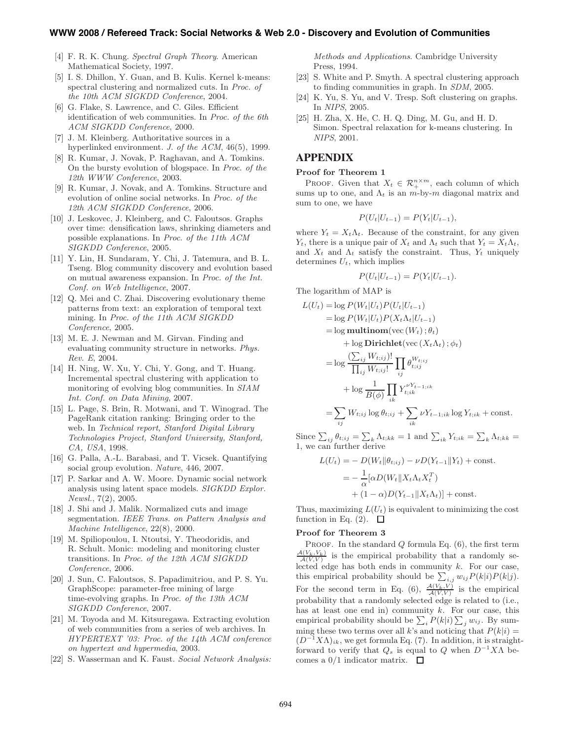[4] F. R. K. Chung. *Spectral Graph Theory*. American Mathematical Society, 1997.

[5] I. S. Dhillon, Y. Guan, and B. Kulis. Kernel k-means: spectral clustering and normalized cuts. In *Proc. of the 10th ACM SIGKDD Conference*, 2004.

[6] G. Flake, S. Lawrence, and C. Giles. Efficient identification of web communities. In *Proc. of the 6th ACM SIGKDD Conference*, 2000.

[7] J. M. Kleinberg. Authoritative sources in a hyperlinked environment. *J. of the ACM*, 46(5), 1999.

[8] R. Kumar, J. Novak, P. Raghavan, and A. Tomkins. On the bursty evolution of blogspace. In *Proc. of the 12th WWW Conference*, 2003.

[9] R. Kumar, J. Novak, and A. Tomkins. Structure and evolution of online social networks. In *Proc. of the 12th ACM SIGKDD Conference*, 2006.

[10] J. Leskovec, J. Kleinberg, and C. Faloutsos. Graphs over time: densification laws, shrinking diameters and possible explanations. In *Proc. of the 11th ACM SIGKDD Conference*, 2005.

[11] Y. Lin, H. Sundaram, Y. Chi, J. Tatemura, and B. L. Tseng. Blog community discovery and evolution based on mutual awareness expansion. In *Proc. of the Int. Conf. on Web Intelligence*, 2007.

[12] Q. Mei and C. Zhai. Discovering evolutionary theme patterns from text: an exploration of temporal text mining. In *Proc. of the 11th ACM SIGKDD Conference*, 2005.

[13] M. E. J. Newman and M. Girvan. Finding and evaluating community structure in networks. *Phys. Rev. E*, 2004.

[14] H. Ning, W. Xu, Y. Chi, Y. Gong, and T. Huang. Incremental spectral clustering with application to monitoring of evolving blog communities. In *SIAM Int. Conf. on Data Mining*, 2007.

[15] L. Page, S. Brin, R. Motwani, and T. Winograd. The PageRank citation ranking: Bringing order to the web. In *Technical report, Stanford Digital Library Technologies Project, Stanford University, Stanford, CA, USA*, 1998.

[16] G. Palla, A.-L. Barabasi, and T. Vicsek. Quantifying social group evolution. *Nature*, 446, 2007.

[17] P. Sarkar and A. W. Moore. Dynamic social network analysis using latent space models. *SIGKDD Explor. Newsl.*, 7(2), 2005.

[18] J. Shi and J. Malik. Normalized cuts and image segmentation. *IEEE Trans. on Pattern Analysis and Machine Intelligence*, 22(8), 2000.

[19] M. Spiliopoulou, I. Ntoutsi, Y. Theodoridis, and R. Schult. Monic: modeling and monitoring cluster transitions. In *Proc. of the 12th ACM SIGKDD Conference*, 2006.

[20] J. Sun, C. Faloutsos, S. Papadimitriou, and P. S. Yu. GraphScope: parameter-free mining of large time-evolving graphs. In *Proc. of the 13th ACM SIGKDD Conference*, 2007.

[21] M. Toyoda and M. Kitsuregawa. Extracting evolution of web communities from a series of web archives. In *HYPERTEXT '03: Proc. of the 14th ACM conference on hypertext and hypermedia*, 2003.

[22] S. Wasserman and K. Faust. *Social Network Analysis: Methods and Applications*. Cambridge University Press, 1994.

[23] S. White and P. Smyth. A spectral clustering approach to finding communities in graph. In *SDM*, 2005.

[24] K. Yu, S. Yu, and V. Tresp. Soft clustering on graphs. In *NIPS*, 2005.

[25] H. Zha, X. He, C. H. Q. Ding, M. Gu, and H. D. Simon. Spectral relaxation for k-means clustering. In *NIPS*, 2001.

# APPENDIX

**Proof for Theorem 1**

PROOF. Given that $X_t \in \mathcal{R}_+^{n\times m}$, each column of which sums up to one, and $\Lambda_t$ is an $m$-by-$m$ diagonal matrix and sum to one, we have

$$P(U_t|U_{t-1}) = P(Y_t|U_{t-1}),$$

where $Y_t = X_t\Lambda_t$. Because of the constraint, for any given $Y_t$, there is a unique pair of $X_t$ and $\Lambda_t$ such that $Y_t = X_t\Lambda_t$, and $X_t$ and $\Lambda_t$ satisfy the constraint. Thus, $Y_t$ uniquely determines $U_t$, which implies

$$P(U_t|U_{t-1}) = P(Y_t|U_{t-1}).$$

The logarithm of MAP is

$$\begin{aligned}
L(U_t) &= \log P(W_t|U_t)P(U_t|U_{t-1}) \\
&= \log P(W_t|U_t)P(X_t\Lambda_t|U_{t-1}) \\
&= \log \textbf{multinom}(\text{vec}\,(W_t)\,;\theta_t) \\
&\quad + \log \textbf{Dirichlet}(\text{vec}\,(X_t\Lambda_t)\,;\phi_t) \\
&= \log \frac{(\sum_{ij} W_{t;ij})!}{\prod_{ij} W_{t;ij}!} \prod_{ij} \theta_{t;ij}^{W_{t;ij}} \\
&\quad + \log \frac{1}{B(\phi)} \prod_{ik} Y_{t;ik}^{\nu Y_{t-1;ik}} \\
&= \sum_{ij} W_{t;ij} \log \theta_{t;ij} + \sum_{ik} \nu Y_{t-1;ik} \log Y_{t;ik} + \text{const.}
\end{aligned}$$

Since $\sum_{ij} \theta_{t;ij} = \sum_k \Lambda_{t;kk} = 1$ and $\sum_{ik} Y_{t;ik} = \sum_k \Lambda_{t;kk} = 1$, we can further derive

$$\begin{aligned}
L(U_t) &= -D(W_t\|\theta_{t;ij}) - \nu D(Y_{t-1}\|Y_t) + \text{const.} \\
&= -\frac{1}{\alpha}[\alpha D(W_t\|X_t\Lambda_t X_t^T) \\
&\quad + (1-\alpha) D(Y_{t-1}\|X_t\Lambda_t)] + \text{const.}
\end{aligned}$$

Thus, maximizing $L(U_t)$ is equivalent to minimizing the cost function in Eq. (2). $\square$

**Proof for Theorem 3**

PROOF. In the standard $Q$ formula Eq. (6), the first term $\frac{\mathcal{A}(V_k,V_k)}{\mathcal{A}(V,V)}$ is the empirical probability that a randomly selected edge has both ends in community $k$. For our case, this empirical probability should be $\sum_{i,j} w_{ij} P(k|i)P(k|j)$. For the second term in Eq. (6), $\frac{\mathcal{A}(V_k,V)}{\mathcal{A}(V,V)}$ is the empirical probability that a randomly selected edge is related to (i.e., has at least one end in) community $k$. For our case, this empirical probability should be $\sum_i P(k|i) \sum_j w_{ij}$. By summing these two terms over all $k$'s and noticing that $P(k|i) = (D^{-1}X\Lambda)_{ik}$, we get formula Eq. (7). In addition, it is straightforward to verify that $Q_s$ is equal to $Q$ when $D^{-1}X\Lambda$ becomes a 0/1 indicator matrix. $\square$